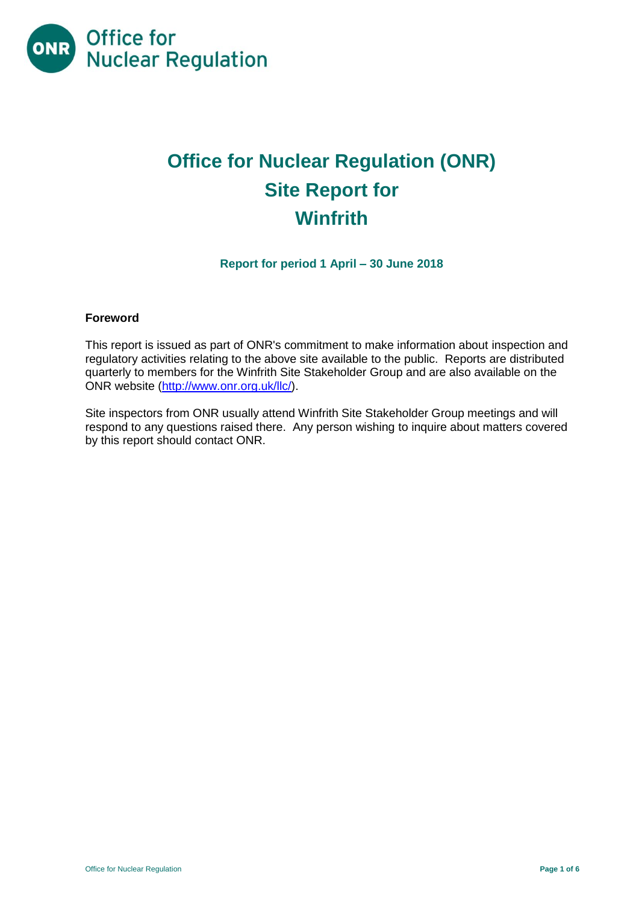# Office for Nuclear Regulation (ONR)
# Site Report for
# Winfrith

**Report for period 1 April – 30 June 2018**

### Foreword

This report is issued as part of ONR's commitment to make information about inspection and regulatory activities relating to the above site available to the public. Reports are distributed quarterly to members for the Winfrith Site Stakeholder Group and are also available on the ONR website (http://www.onr.org.uk/llc/).

Site inspectors from ONR usually attend Winfrith Site Stakeholder Group meetings and will respond to any questions raised there. Any person wishing to inquire about matters covered by this report should contact ONR.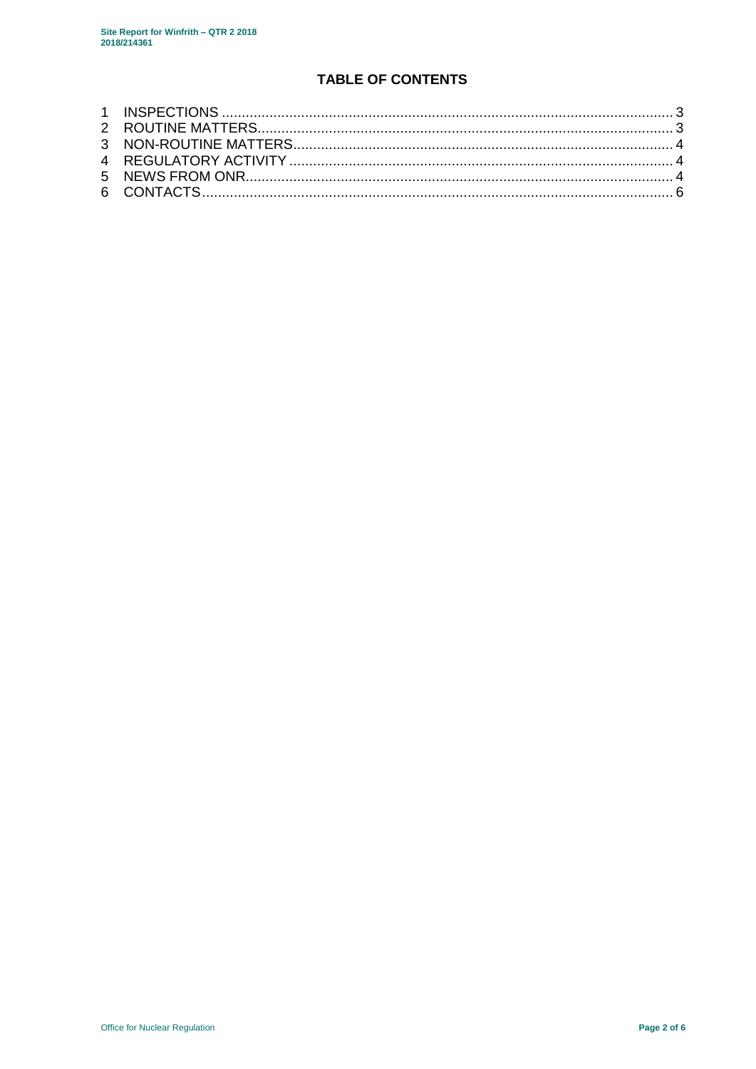## TABLE OF CONTENTS

1 INSPECTIONS ........................................................................................................................ 3
2 ROUTINE MATTERS............................................................................................................... 3
3 NON-ROUTINE MATTERS...................................................................................................... 4
4 REGULATORY ACTIVITY ....................................................................................................... 4
5 NEWS FROM ONR.................................................................................................................. 4
6 CONTACTS.............................................................................................................................. 6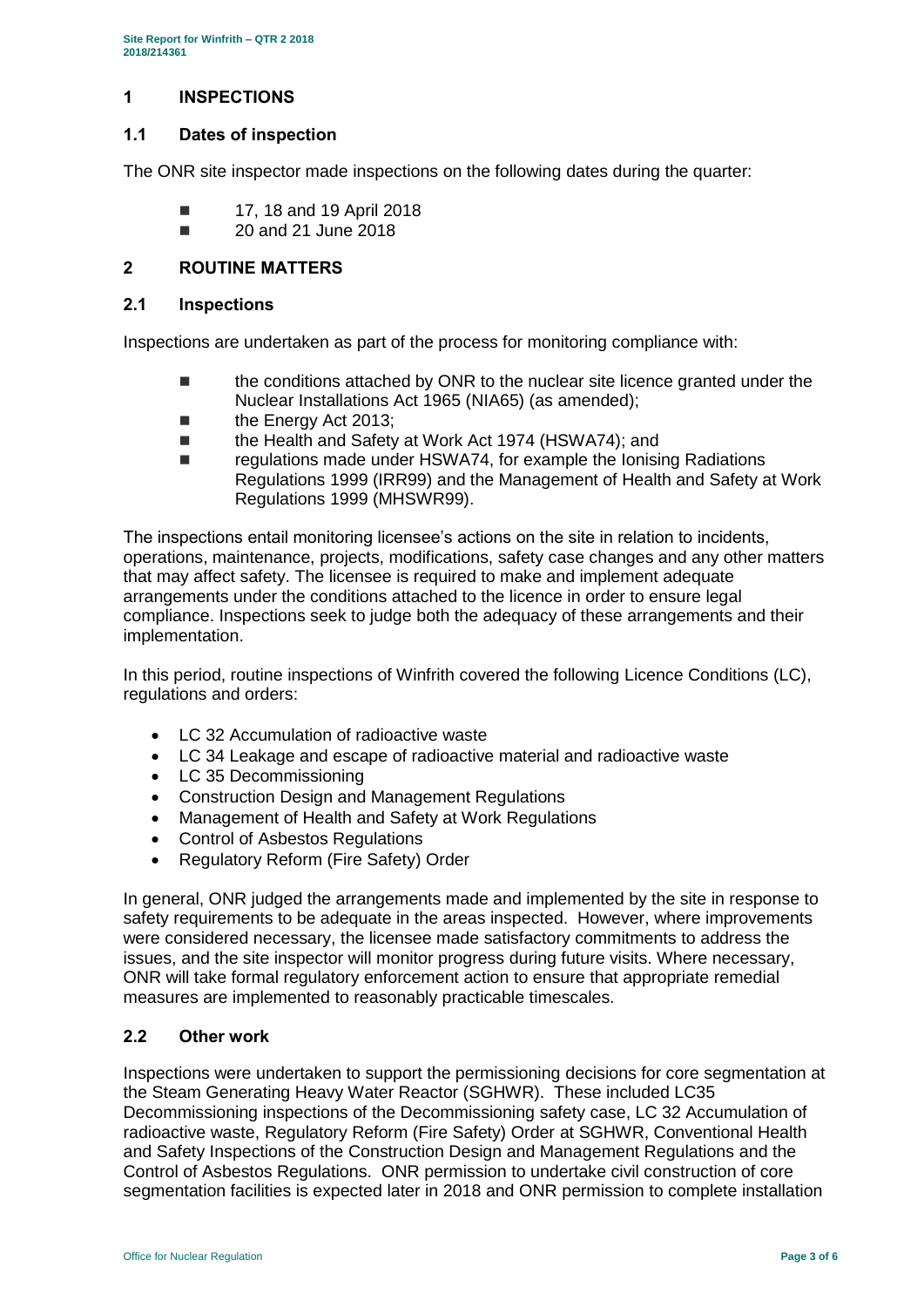## 1 INSPECTIONS

### 1.1 Dates of inspection

The ONR site inspector made inspections on the following dates during the quarter:

- 17, 18 and 19 April 2018
- 20 and 21 June 2018

## 2 ROUTINE MATTERS

### 2.1 Inspections

Inspections are undertaken as part of the process for monitoring compliance with:

- the conditions attached by ONR to the nuclear site licence granted under the Nuclear Installations Act 1965 (NIA65) (as amended);
- the Energy Act 2013;
- the Health and Safety at Work Act 1974 (HSWA74); and
- regulations made under HSWA74, for example the Ionising Radiations Regulations 1999 (IRR99) and the Management of Health and Safety at Work Regulations 1999 (MHSWR99).

The inspections entail monitoring licensee's actions on the site in relation to incidents, operations, maintenance, projects, modifications, safety case changes and any other matters that may affect safety. The licensee is required to make and implement adequate arrangements under the conditions attached to the licence in order to ensure legal compliance. Inspections seek to judge both the adequacy of these arrangements and their implementation.

In this period, routine inspections of Winfrith covered the following Licence Conditions (LC), regulations and orders:

- LC 32 Accumulation of radioactive waste
- LC 34 Leakage and escape of radioactive material and radioactive waste
- LC 35 Decommissioning
- Construction Design and Management Regulations
- Management of Health and Safety at Work Regulations
- Control of Asbestos Regulations
- Regulatory Reform (Fire Safety) Order

In general, ONR judged the arrangements made and implemented by the site in response to safety requirements to be adequate in the areas inspected. However, where improvements were considered necessary, the licensee made satisfactory commitments to address the issues, and the site inspector will monitor progress during future visits. Where necessary, ONR will take formal regulatory enforcement action to ensure that appropriate remedial measures are implemented to reasonably practicable timescales.

### 2.2 Other work

Inspections were undertaken to support the permissioning decisions for core segmentation at the Steam Generating Heavy Water Reactor (SGHWR). These included LC35 Decommissioning inspections of the Decommissioning safety case, LC 32 Accumulation of radioactive waste, Regulatory Reform (Fire Safety) Order at SGHWR, Conventional Health and Safety Inspections of the Construction Design and Management Regulations and the Control of Asbestos Regulations. ONR permission to undertake civil construction of core segmentation facilities is expected later in 2018 and ONR permission to complete installation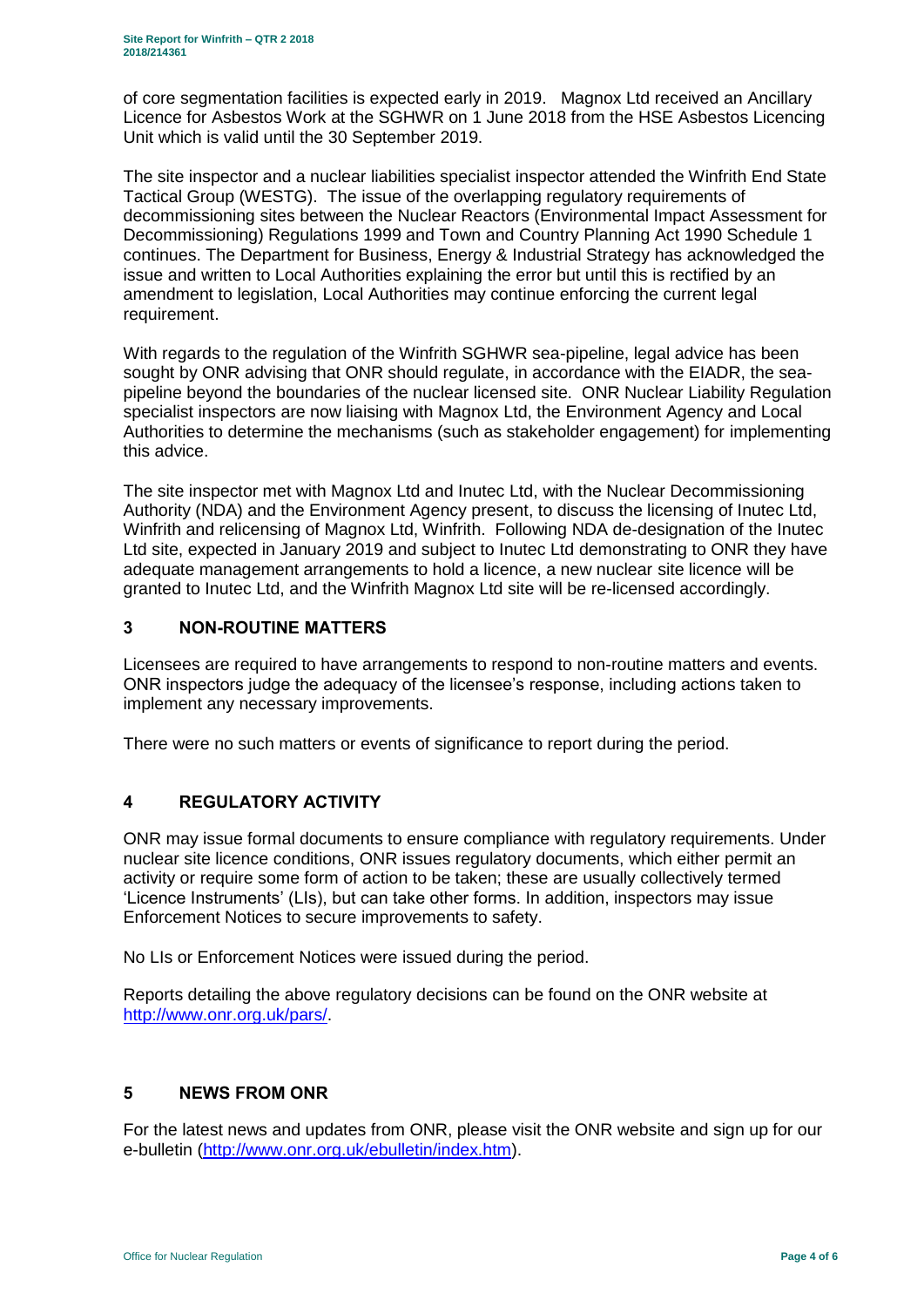of core segmentation facilities is expected early in 2019. Magnox Ltd received an Ancillary Licence for Asbestos Work at the SGHWR on 1 June 2018 from the HSE Asbestos Licencing Unit which is valid until the 30 September 2019.

The site inspector and a nuclear liabilities specialist inspector attended the Winfrith End State Tactical Group (WESTG). The issue of the overlapping regulatory requirements of decommissioning sites between the Nuclear Reactors (Environmental Impact Assessment for Decommissioning) Regulations 1999 and Town and Country Planning Act 1990 Schedule 1 continues. The Department for Business, Energy & Industrial Strategy has acknowledged the issue and written to Local Authorities explaining the error but until this is rectified by an amendment to legislation, Local Authorities may continue enforcing the current legal requirement.

With regards to the regulation of the Winfrith SGHWR sea-pipeline, legal advice has been sought by ONR advising that ONR should regulate, in accordance with the EIADR, the sea-pipeline beyond the boundaries of the nuclear licensed site. ONR Nuclear Liability Regulation specialist inspectors are now liaising with Magnox Ltd, the Environment Agency and Local Authorities to determine the mechanisms (such as stakeholder engagement) for implementing this advice.

The site inspector met with Magnox Ltd and Inutec Ltd, with the Nuclear Decommissioning Authority (NDA) and the Environment Agency present, to discuss the licensing of Inutec Ltd, Winfrith and relicensing of Magnox Ltd, Winfrith. Following NDA de-designation of the Inutec Ltd site, expected in January 2019 and subject to Inutec Ltd demonstrating to ONR they have adequate management arrangements to hold a licence, a new nuclear site licence will be granted to Inutec Ltd, and the Winfrith Magnox Ltd site will be re-licensed accordingly.

## 3 NON-ROUTINE MATTERS

Licensees are required to have arrangements to respond to non-routine matters and events. ONR inspectors judge the adequacy of the licensee's response, including actions taken to implement any necessary improvements.

There were no such matters or events of significance to report during the period.

## 4 REGULATORY ACTIVITY

ONR may issue formal documents to ensure compliance with regulatory requirements. Under nuclear site licence conditions, ONR issues regulatory documents, which either permit an activity or require some form of action to be taken; these are usually collectively termed 'Licence Instruments' (LIs), but can take other forms. In addition, inspectors may issue Enforcement Notices to secure improvements to safety.

No LIs or Enforcement Notices were issued during the period.

Reports detailing the above regulatory decisions can be found on the ONR website at http://www.onr.org.uk/pars/.

## 5 NEWS FROM ONR

For the latest news and updates from ONR, please visit the ONR website and sign up for our e-bulletin (http://www.onr.org.uk/ebulletin/index.htm).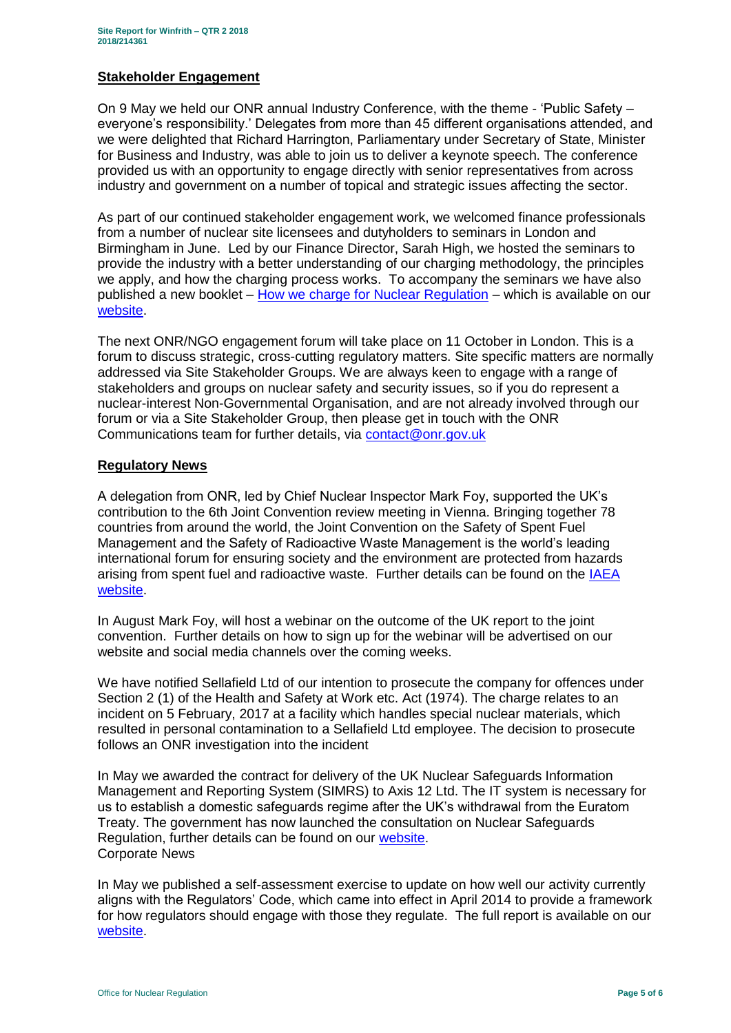## Stakeholder Engagement

On 9 May we held our ONR annual Industry Conference, with the theme - 'Public Safety – everyone's responsibility.' Delegates from more than 45 different organisations attended, and we were delighted that Richard Harrington, Parliamentary under Secretary of State, Minister for Business and Industry, was able to join us to deliver a keynote speech. The conference provided us with an opportunity to engage directly with senior representatives from across industry and government on a number of topical and strategic issues affecting the sector.

As part of our continued stakeholder engagement work, we welcomed finance professionals from a number of nuclear site licensees and dutyholders to seminars in London and Birmingham in June. Led by our Finance Director, Sarah High, we hosted the seminars to provide the industry with a better understanding of our charging methodology, the principles we apply, and how the charging process works. To accompany the seminars we have also published a new booklet – [How we charge for Nuclear Regulation]() – which is available on our [website]().

The next ONR/NGO engagement forum will take place on 11 October in London. This is a forum to discuss strategic, cross-cutting regulatory matters. Site specific matters are normally addressed via Site Stakeholder Groups. We are always keen to engage with a range of stakeholders and groups on nuclear safety and security issues, so if you do represent a nuclear-interest Non-Governmental Organisation, and are not already involved through our forum or via a Site Stakeholder Group, then please get in touch with the ONR Communications team for further details, via [contact@onr.gov.uk](mailto:contact@onr.gov.uk)

## Regulatory News

A delegation from ONR, led by Chief Nuclear Inspector Mark Foy, supported the UK's contribution to the 6th Joint Convention review meeting in Vienna. Bringing together 78 countries from around the world, the Joint Convention on the Safety of Spent Fuel Management and the Safety of Radioactive Waste Management is the world's leading international forum for ensuring society and the environment are protected from hazards arising from spent fuel and radioactive waste. Further details can be found on the [IAEA website]().

In August Mark Foy, will host a webinar on the outcome of the UK report to the joint convention. Further details on how to sign up for the webinar will be advertised on our website and social media channels over the coming weeks.

We have notified Sellafield Ltd of our intention to prosecute the company for offences under Section 2 (1) of the Health and Safety at Work etc. Act (1974). The charge relates to an incident on 5 February, 2017 at a facility which handles special nuclear materials, which resulted in personal contamination to a Sellafield Ltd employee. The decision to prosecute follows an ONR investigation into the incident

In May we awarded the contract for delivery of the UK Nuclear Safeguards Information Management and Reporting System (SIMRS) to Axis 12 Ltd. The IT system is necessary for us to establish a domestic safeguards regime after the UK's withdrawal from the Euratom Treaty. The government has now launched the consultation on Nuclear Safeguards Regulation, further details can be found on our [website]().

Corporate News

In May we published a self-assessment exercise to update on how well our activity currently aligns with the Regulators' Code, which came into effect in April 2014 to provide a framework for how regulators should engage with those they regulate. The full report is available on our [website]().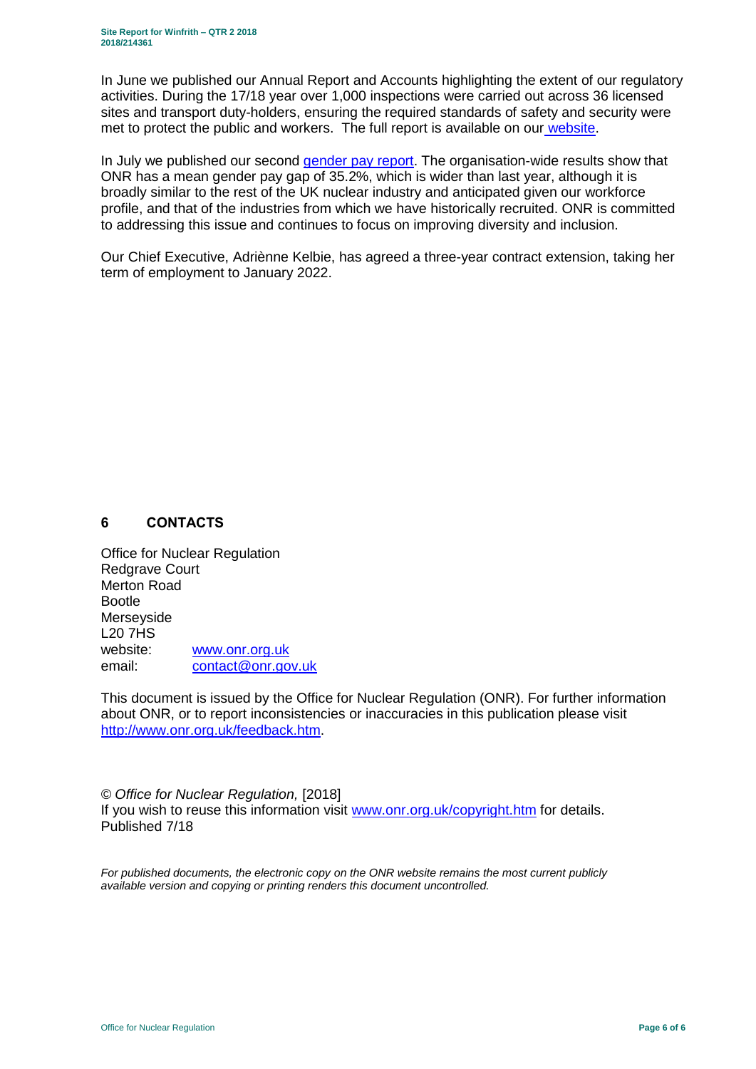In June we published our Annual Report and Accounts highlighting the extent of our regulatory activities. During the 17/18 year over 1,000 inspections were carried out across 36 licensed sites and transport duty-holders, ensuring the required standards of safety and security were met to protect the public and workers. The full report is available on our website.

In July we published our second gender pay report. The organisation-wide results show that ONR has a mean gender pay gap of 35.2%, which is wider than last year, although it is broadly similar to the rest of the UK nuclear industry and anticipated given our workforce profile, and that of the industries from which we have historically recruited. ONR is committed to addressing this issue and continues to focus on improving diversity and inclusion.

Our Chief Executive, Adriènne Kelbie, has agreed a three-year contract extension, taking her term of employment to January 2022.

## 6 CONTACTS

Office for Nuclear Regulation
Redgrave Court
Merton Road
Bootle
Merseyside
L20 7HS
website: www.onr.org.uk
email: contact@onr.gov.uk

This document is issued by the Office for Nuclear Regulation (ONR). For further information about ONR, or to report inconsistencies or inaccuracies in this publication please visit http://www.onr.org.uk/feedback.htm.

© *Office for Nuclear Regulation,* [2018]
If you wish to reuse this information visit www.onr.org.uk/copyright.htm for details.
Published 7/18

*For published documents, the electronic copy on the ONR website remains the most current publicly available version and copying or printing renders this document uncontrolled.*